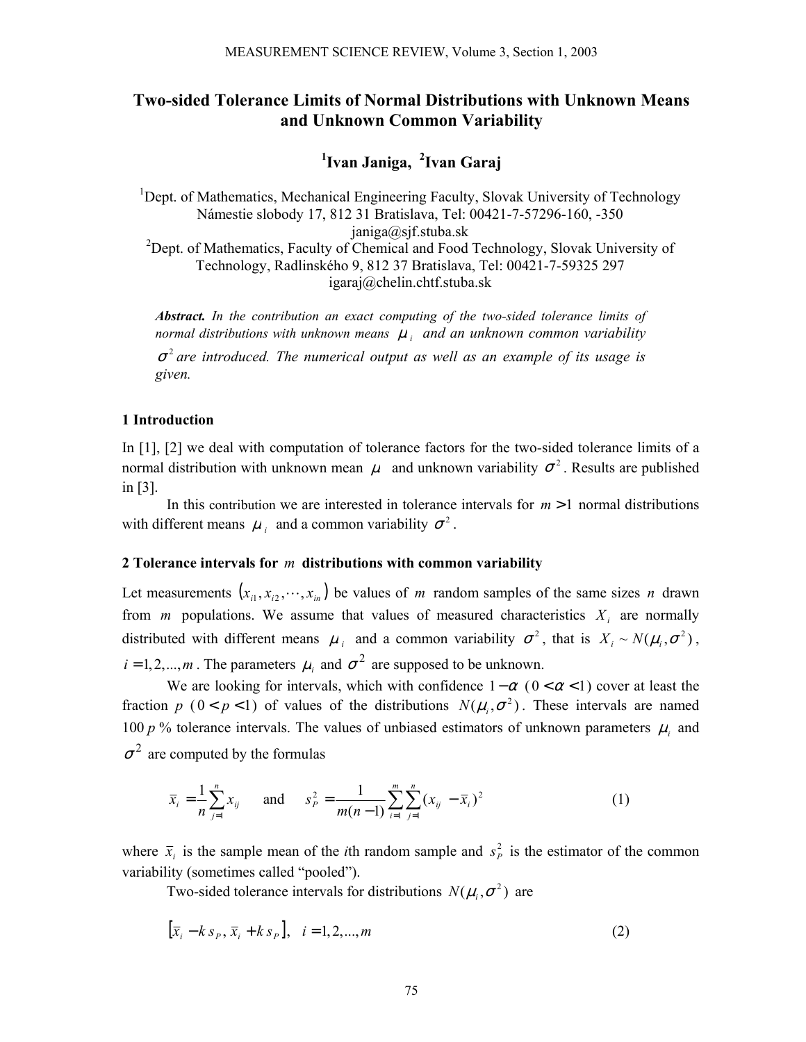# Two-sided Tolerance Limits of Normal Distributions with Unknown Means and Unknown Common Variability

**[1]Ivan Janiga, [2]Ivan Garaj**

[1]Dept. of Mathematics, Mechanical Engineering Faculty, Slovak University of Technology Námestie slobody 17, 812 31 Bratislava, Tel: 00421-7-57296-160, -350 janiga@sjf.stuba.sk

[2]Dept. of Mathematics, Faculty of Chemical and Food Technology, Slovak University of Technology, Radlinského 9, 812 37 Bratislava, Tel: 00421-7-59325 297 igaraj@chelin.chtf.stuba.sk

***Abstract.*** *In the contribution an exact computing of the two-sided tolerance limits of normal distributions with unknown means* $\mu_i$ *and an unknown common variability* $\sigma^2$ *are introduced. The numerical output as well as an example of its usage is given.*

## 1 Introduction

In [1], [2] we deal with computation of tolerance factors for the two-sided tolerance limits of a normal distribution with unknown mean $\mu$ and unknown variability $\sigma^2$. Results are published in [3].

In this contribution we are interested in tolerance intervals for $m > 1$ normal distributions with different means $\mu_i$ and a common variability $\sigma^2$.

## 2 Tolerance intervals for $m$ distributions with common variability

Let measurements $(x_{i1}, x_{i2}, \cdots, x_{in})$ be values of $m$ random samples of the same sizes $n$ drawn from $m$ populations. We assume that values of measured characteristics $X_i$ are normally distributed with different means $\mu_i$ and a common variability $\sigma^2$, that is $X_i \sim N(\mu_i, \sigma^2)$, $i = 1, 2, ..., m$. The parameters $\mu_i$ and $\sigma^2$ are supposed to be unknown.

We are looking for intervals, which with confidence $1-\alpha$ ($0 < \alpha < 1$) cover at least the fraction $p$ ($0 < p < 1$) of values of the distributions $N(\mu_i, \sigma^2)$. These intervals are named $100\,p$ % tolerance intervals. The values of unbiased estimators of unknown parameters $\mu_i$ and $\sigma^2$ are computed by the formulas

$$\bar{x}_i = \frac{1}{n}\sum_{j=1}^{n} x_{ij} \qquad \text{and} \qquad s_P^2 = \frac{1}{m(n-1)}\sum_{i=1}^{m}\sum_{j=1}^{n}(x_{ij} - \bar{x}_i)^2 \tag{1}$$

where $\bar{x}_i$ is the sample mean of the *i*th random sample and $s_P^2$ is the estimator of the common variability (sometimes called "pooled").

Two-sided tolerance intervals for distributions $N(\mu_i, \sigma^2)$ are

$$[\bar{x}_i - k\,s_P,\ \bar{x}_i + k\,s_P], \quad i = 1, 2, ..., m \tag{2}$$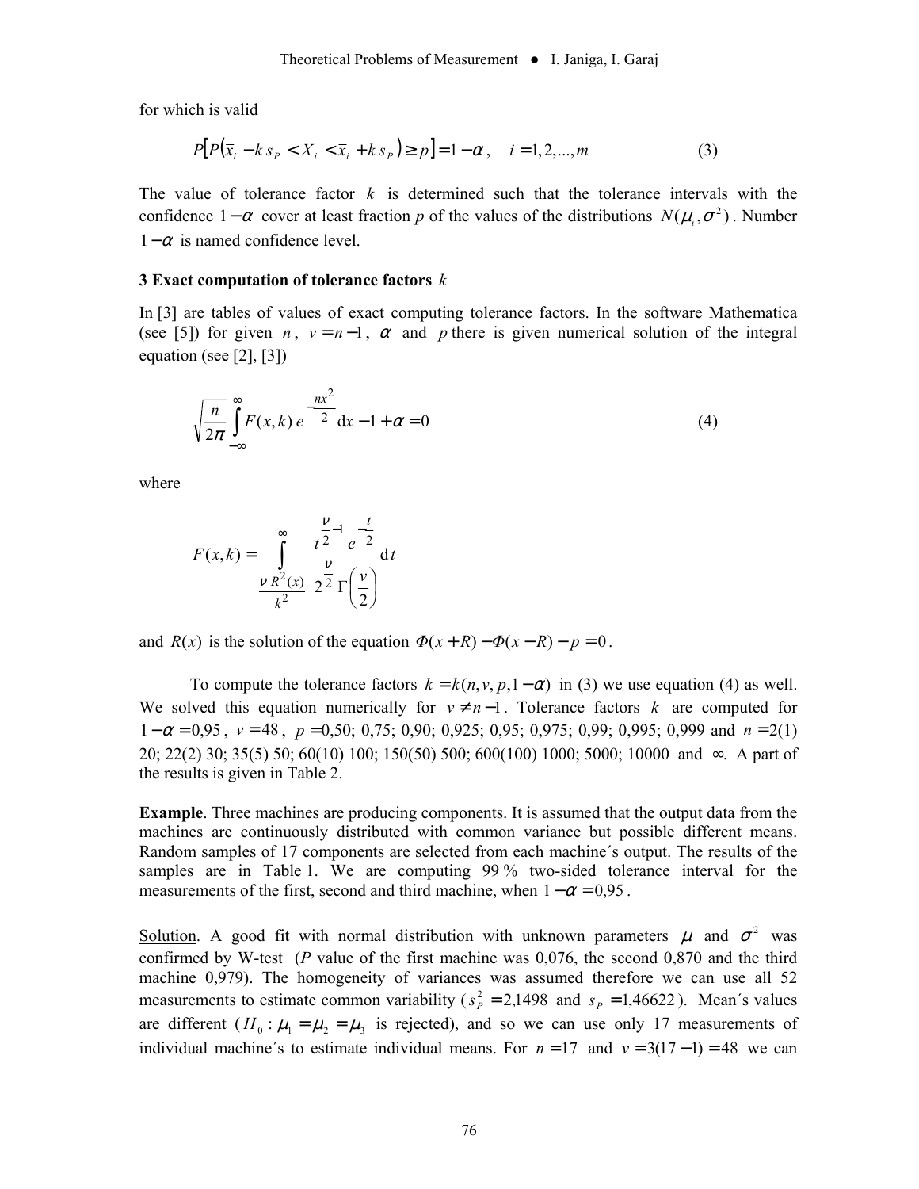for which is valid

$$P\left[P\left(\bar{x}_i - k\, s_P < X_i < \bar{x}_i + k\, s_P\right) \geq p\right] = 1 - \alpha\,, \quad i = 1, 2, ..., m \tag{3}$$

The value of tolerance factor $k$ is determined such that the tolerance intervals with the confidence $1-\alpha$ cover at least fraction $p$ of the values of the distributions $N(\mu_i, \sigma^2)$. Number $1-\alpha$ is named confidence level.

### 3 Exact computation of tolerance factors $k$

In [3] are tables of values of exact computing tolerance factors. In the software Mathematica (see [5]) for given $n$, $v = n - 1$, $\alpha$ and $p$ there is given numerical solution of the integral equation (see [2], [3])

$$\sqrt{\frac{n}{2\pi}} \int_{-\infty}^{\infty} F(x,k)\, e^{-\frac{nx^2}{2}}\, \mathrm{d}x - 1 + \alpha = 0 \tag{4}$$

where

$$F(x,k) = \int_{\frac{\nu R^2(x)}{k^2}}^{\infty} \frac{t^{\frac{\nu}{2}-1}\, e^{-\frac{t}{2}}}{2^{\frac{\nu}{2}}\, \Gamma\!\left(\frac{v}{2}\right)}\, \mathrm{d}t$$

and $R(x)$ is the solution of the equation $\Phi(x+R) - \Phi(x-R) - p = 0$.

To compute the tolerance factors $k = k(n, v, p, 1-\alpha)$ in (3) we use equation (4) as well. We solved this equation numerically for $v \neq n-1$. Tolerance factors $k$ are computed for $1-\alpha = 0{,}95$, $v = 48$, $p = 0{,}50$; $0{,}75$; $0{,}90$; $0{,}925$; $0{,}95$; $0{,}975$; $0{,}99$; $0{,}995$; $0{,}999$ and $n = 2(1)$ $20$; $22(2)$ $30$; $35(5)$ $50$; $60(10)$ $100$; $150(50)$ $500$; $600(100)$ $1000$; $5000$; $10000$ and $\infty$. A part of the results is given in Table 2.

**Example**. Three machines are producing components. It is assumed that the output data from the machines are continuously distributed with common variance but possible different means. Random samples of 17 components are selected from each machine´s output. The results of the samples are in Table 1. We are computing 99 % two-sided tolerance interval for the measurements of the first, second and third machine, when $1-\alpha = 0{,}95$.

Solution. A good fit with normal distribution with unknown parameters $\mu$ and $\sigma^2$ was confirmed by W-test ($P$ value of the first machine was 0,076, the second 0,870 and the third machine 0,979). The homogeneity of variances was assumed therefore we can use all 52 measurements to estimate common variability ($s_P^2 = 2{,}1498$ and $s_P = 1{,}46622$). Mean´s values are different ($H_0: \mu_1 = \mu_2 = \mu_3$ is rejected), and so we can use only 17 measurements of individual machine´s to estimate individual means. For $n = 17$ and $v = 3(17-1) = 48$ we can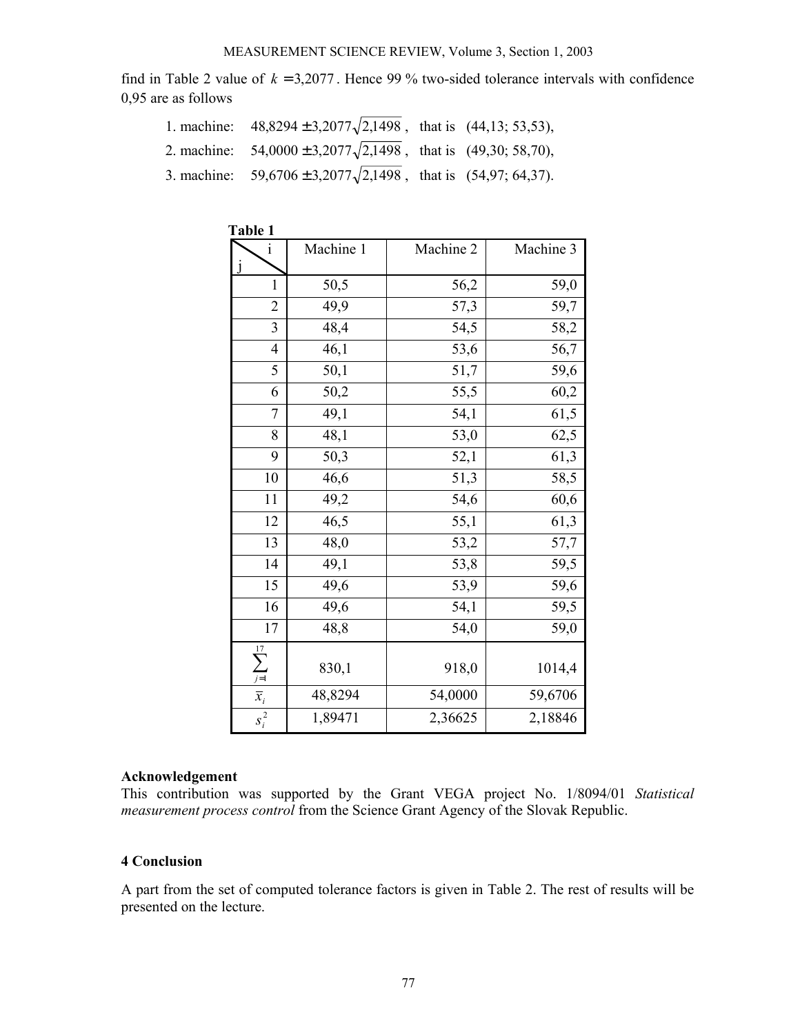find in Table 2 value of $k = 3{,}2077$. Hence 99 % two-sided tolerance intervals with confidence 0,95 are as follows

1. machine: $48{,}8294 \pm 3{,}2077\sqrt{2{,}1498}$, that is (44,13; 53,53),
2. machine: $54{,}0000 \pm 3{,}2077\sqrt{2{,}1498}$, that is (49,30; 58,70),
3. machine: $59{,}6706 \pm 3{,}2077\sqrt{2{,}1498}$, that is (54,97; 64,37).

**Table 1**

| j \ i | Machine 1 | Machine 2 | Machine 3 |
|---|---|---|---|
| 1 | 50,5 | 56,2 | 59,0 |
| 2 | 49,9 | 57,3 | 59,7 |
| 3 | 48,4 | 54,5 | 58,2 |
| 4 | 46,1 | 53,6 | 56,7 |
| 5 | 50,1 | 51,7 | 59,6 |
| 6 | 50,2 | 55,5 | 60,2 |
| 7 | 49,1 | 54,1 | 61,5 |
| 8 | 48,1 | 53,0 | 62,5 |
| 9 | 50,3 | 52,1 | 61,3 |
| 10 | 46,6 | 51,3 | 58,5 |
| 11 | 49,2 | 54,6 | 60,6 |
| 12 | 46,5 | 55,1 | 61,3 |
| 13 | 48,0 | 53,2 | 57,7 |
| 14 | 49,1 | 53,8 | 59,5 |
| 15 | 49,6 | 53,9 | 59,6 |
| 16 | 49,6 | 54,1 | 59,5 |
| 17 | 48,8 | 54,0 | 59,0 |
| $\sum_{j=1}^{17}$ | 830,1 | 918,0 | 1014,4 |
| $\bar{x}_i$ | 48,8294 | 54,0000 | 59,6706 |
| $s_i^2$ | 1,89471 | 2,36625 | 2,18846 |

**Acknowledgement**

This contribution was supported by the Grant VEGA project No. 1/8094/01 *Statistical measurement process control* from the Science Grant Agency of the Slovak Republic.

## 4 Conclusion

A part from the set of computed tolerance factors is given in Table 2. The rest of results will be presented on the lecture.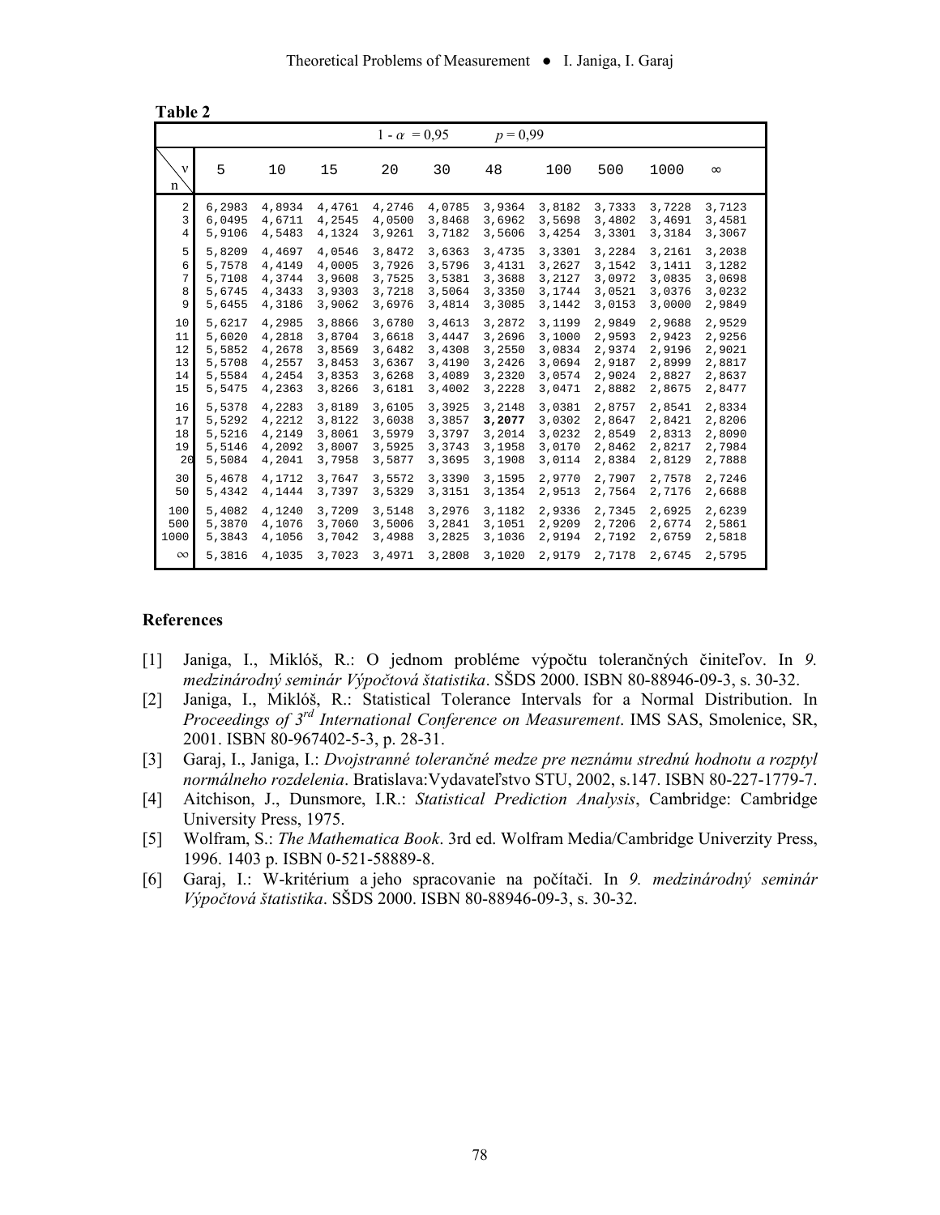**Table 2**

| | | | | $1 - \alpha = 0{,}95$ | | $p = 0{,}99$ | | | | |
|---|---|---|---|---|---|---|---|---|---|---|
| $n$ \ $\nu$ | 5 | 10 | 15 | 20 | 30 | 48 | 100 | 500 | 1000 | ∞ |
| 2 | 6,2983 | 4,8934 | 4,4761 | 4,2746 | 4,0785 | 3,9364 | 3,8182 | 3,7333 | 3,7228 | 3,7123 |
| 3 | 6,0495 | 4,6711 | 4,2545 | 4,0500 | 3,8468 | 3,6962 | 3,5698 | 3,4802 | 3,4691 | 3,4581 |
| 4 | 5,9106 | 4,5483 | 4,1324 | 3,9261 | 3,7182 | 3,5606 | 3,4254 | 3,3301 | 3,3184 | 3,3067 |
| 5 | 5,8209 | 4,4697 | 4,0546 | 3,8472 | 3,6363 | 3,4735 | 3,3301 | 3,2284 | 3,2161 | 3,2038 |
| 6 | 5,7578 | 4,4149 | 4,0005 | 3,7926 | 3,5796 | 3,4131 | 3,2627 | 3,1542 | 3,1411 | 3,1282 |
| 7 | 5,7108 | 4,3744 | 3,9608 | 3,7525 | 3,5381 | 3,3688 | 3,2127 | 3,0972 | 3,0835 | 3,0698 |
| 8 | 5,6745 | 4,3433 | 3,9303 | 3,7218 | 3,5064 | 3,3350 | 3,1744 | 3,0521 | 3,0376 | 3,0232 |
| 9 | 5,6455 | 4,3186 | 3,9062 | 3,6976 | 3,4814 | 3,3085 | 3,1442 | 3,0153 | 3,0000 | 2,9849 |
| 10 | 5,6217 | 4,2985 | 3,8866 | 3,6780 | 3,4613 | 3,2872 | 3,1199 | 2,9849 | 2,9688 | 2,9529 |
| 11 | 5,6020 | 4,2818 | 3,8704 | 3,6618 | 3,4447 | 3,2696 | 3,1000 | 2,9593 | 2,9423 | 2,9256 |
| 12 | 5,5852 | 4,2678 | 3,8569 | 3,6482 | 3,4308 | 3,2550 | 3,0834 | 2,9374 | 2,9196 | 2,9021 |
| 13 | 5,5708 | 4,2557 | 3,8453 | 3,6367 | 3,4190 | 3,2426 | 3,0694 | 2,9187 | 2,8999 | 2,8817 |
| 14 | 5,5584 | 4,2454 | 3,8353 | 3,6268 | 3,4089 | 3,2320 | 3,0574 | 2,9024 | 2,8827 | 2,8637 |
| 15 | 5,5475 | 4,2363 | 3,8266 | 3,6181 | 3,4002 | 3,2228 | 3,0471 | 2,8882 | 2,8675 | 2,8477 |
| 16 | 5,5378 | 4,2283 | 3,8189 | 3,6105 | 3,3925 | 3,2148 | 3,0381 | 2,8757 | 2,8541 | 2,8334 |
| 17 | 5,5292 | 4,2212 | 3,8122 | 3,6038 | 3,3857 | **3,2077** | 3,0302 | 2,8647 | 2,8421 | 2,8206 |
| 18 | 5,5216 | 4,2149 | 3,8061 | 3,5979 | 3,3797 | 3,2014 | 3,0232 | 2,8549 | 2,8313 | 2,8090 |
| 19 | 5,5146 | 4,2092 | 3,8007 | 3,5925 | 3,3743 | 3,1958 | 3,0170 | 2,8462 | 2,8217 | 2,7984 |
| 20 | 5,5084 | 4,2041 | 3,7958 | 3,5877 | 3,3695 | 3,1908 | 3,0114 | 2,8384 | 2,8129 | 2,7888 |
| 30 | 5,4678 | 4,1712 | 3,7647 | 3,5572 | 3,3390 | 3,1595 | 2,9770 | 2,7907 | 2,7578 | 2,7246 |
| 50 | 5,4342 | 4,1444 | 3,7397 | 3,5329 | 3,3151 | 3,1354 | 2,9513 | 2,7564 | 2,7176 | 2,6688 |
| 100 | 5,4082 | 4,1240 | 3,7209 | 3,5148 | 3,2976 | 3,1182 | 2,9336 | 2,7345 | 2,6925 | 2,6239 |
| 500 | 5,3870 | 4,1076 | 3,7060 | 3,5006 | 3,2841 | 3,1051 | 2,9209 | 2,7206 | 2,6774 | 2,5861 |
| 1000 | 5,3843 | 4,1056 | 3,7042 | 3,4988 | 3,2825 | 3,1036 | 2,9194 | 2,7192 | 2,6759 | 2,5818 |
| ∞ | 5,3816 | 4,1035 | 3,7023 | 3,4971 | 3,2808 | 3,1020 | 2,9179 | 2,7178 | 2,6745 | 2,5795 |

## References

[1] Janiga, I., Miklóš, R.: O jednom probléme výpočtu tolerančných činiteľov. In *9. medzinárodný seminár Výpočtová štatistika*. SŠDS 2000. ISBN 80-88946-09-3, s. 30-32.

[2] Janiga, I., Miklóš, R.: Statistical Tolerance Intervals for a Normal Distribution. In *Proceedings of 3rd International Conference on Measurement*. IMS SAS, Smolenice, SR, 2001. ISBN 80-967402-5-3, p. 28-31.

[3] Garaj, I., Janiga, I.: *Dvojstranné tolerančné medze pre neznámu strednú hodnotu a rozptyl normálneho rozdelenia*. Bratislava:Vydavateľstvo STU, 2002, s.147. ISBN 80-227-1779-7.

[4] Aitchison, J., Dunsmore, I.R.: *Statistical Prediction Analysis*, Cambridge: Cambridge University Press, 1975.

[5] Wolfram, S.: *The Mathematica Book*. 3rd ed. Wolfram Media/Cambridge Univerzity Press, 1996. 1403 p. ISBN 0-521-58889-8.

[6] Garaj, I.: W-kritérium a jeho spracovanie na počítači. In *9. medzinárodný seminár Výpočtová štatistika*. SŠDS 2000. ISBN 80-88946-09-3, s. 30-32.